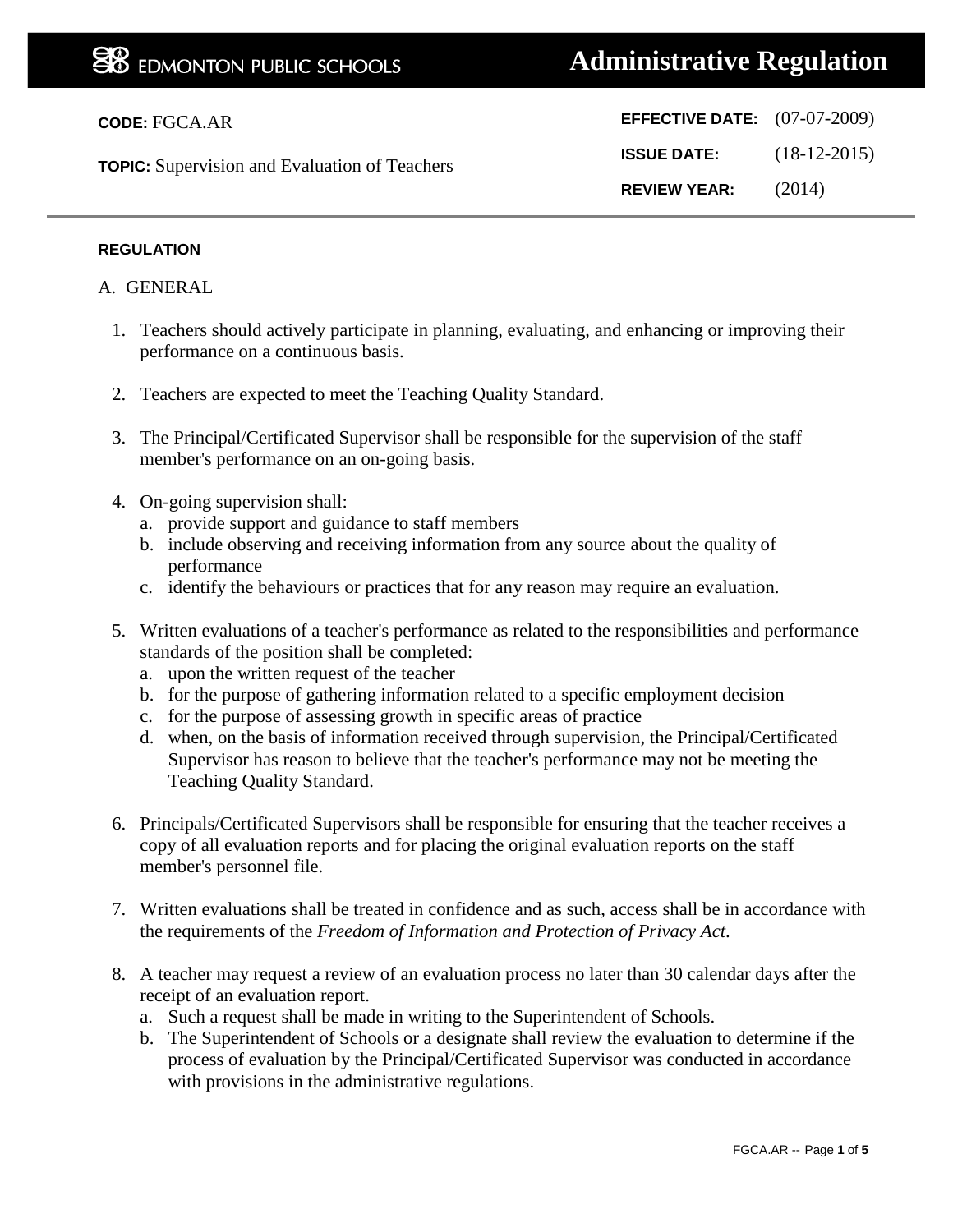EDMONTON PUBLIC SCHOOLS

# Administrative Regulation

**CODE:** FGCA.AR

**TOPIC:** Supervision and Evaluation of Teachers

**EFFECTIVE DATE:** (07-07-2009)

**ISSUE DATE:** (18-12-2015)

**REVIEW YEAR:** (2014)

**REGULATION**

## A. GENERAL

1. Teachers should actively participate in planning, evaluating, and enhancing or improving their performance on a continuous basis.

2. Teachers are expected to meet the Teaching Quality Standard.

3. The Principal/Certificated Supervisor shall be responsible for the supervision of the staff member's performance on an on-going basis.

4. On-going supervision shall:
   a. provide support and guidance to staff members
   b. include observing and receiving information from any source about the quality of performance
   c. identify the behaviours or practices that for any reason may require an evaluation.

5. Written evaluations of a teacher's performance as related to the responsibilities and performance standards of the position shall be completed:
   a. upon the written request of the teacher
   b. for the purpose of gathering information related to a specific employment decision
   c. for the purpose of assessing growth in specific areas of practice
   d. when, on the basis of information received through supervision, the Principal/Certificated Supervisor has reason to believe that the teacher's performance may not be meeting the Teaching Quality Standard.

6. Principals/Certificated Supervisors shall be responsible for ensuring that the teacher receives a copy of all evaluation reports and for placing the original evaluation reports on the staff member's personnel file.

7. Written evaluations shall be treated in confidence and as such, access shall be in accordance with the requirements of the *Freedom of Information and Protection of Privacy Act*.

8. A teacher may request a review of an evaluation process no later than 30 calendar days after the receipt of an evaluation report.
   a. Such a request shall be made in writing to the Superintendent of Schools.
   b. The Superintendent of Schools or a designate shall review the evaluation to determine if the process of evaluation by the Principal/Certificated Supervisor was conducted in accordance with provisions in the administrative regulations.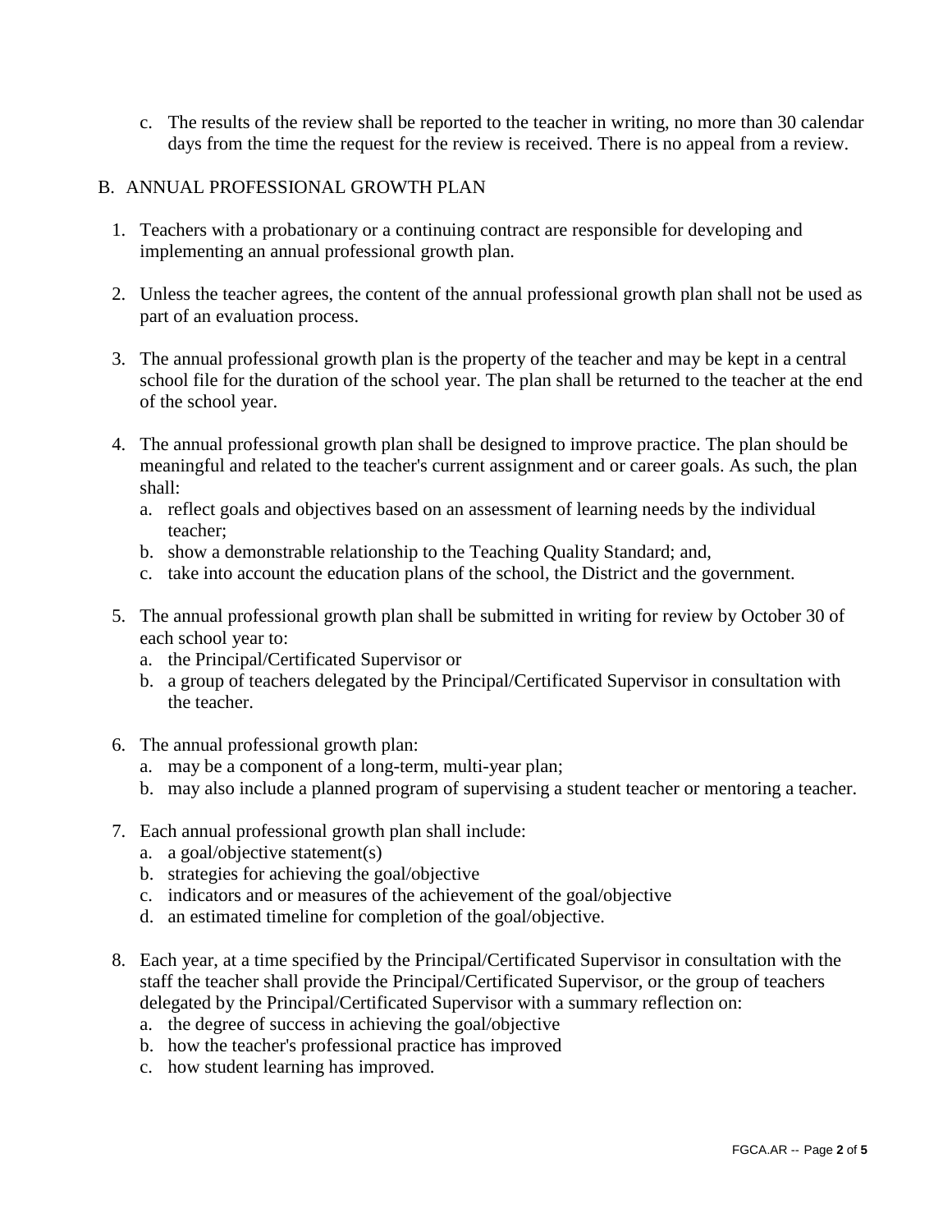c. The results of the review shall be reported to the teacher in writing, no more than 30 calendar days from the time the request for the review is received. There is no appeal from a review.

## B. ANNUAL PROFESSIONAL GROWTH PLAN

1. Teachers with a probationary or a continuing contract are responsible for developing and implementing an annual professional growth plan.

2. Unless the teacher agrees, the content of the annual professional growth plan shall not be used as part of an evaluation process.

3. The annual professional growth plan is the property of the teacher and may be kept in a central school file for the duration of the school year. The plan shall be returned to the teacher at the end of the school year.

4. The annual professional growth plan shall be designed to improve practice. The plan should be meaningful and related to the teacher's current assignment and or career goals. As such, the plan shall:
   a. reflect goals and objectives based on an assessment of learning needs by the individual teacher;
   b. show a demonstrable relationship to the Teaching Quality Standard; and,
   c. take into account the education plans of the school, the District and the government.

5. The annual professional growth plan shall be submitted in writing for review by October 30 of each school year to:
   a. the Principal/Certificated Supervisor or
   b. a group of teachers delegated by the Principal/Certificated Supervisor in consultation with the teacher.

6. The annual professional growth plan:
   a. may be a component of a long-term, multi-year plan;
   b. may also include a planned program of supervising a student teacher or mentoring a teacher.

7. Each annual professional growth plan shall include:
   a. a goal/objective statement(s)
   b. strategies for achieving the goal/objective
   c. indicators and or measures of the achievement of the goal/objective
   d. an estimated timeline for completion of the goal/objective.

8. Each year, at a time specified by the Principal/Certificated Supervisor in consultation with the staff the teacher shall provide the Principal/Certificated Supervisor, or the group of teachers delegated by the Principal/Certificated Supervisor with a summary reflection on:
   a. the degree of success in achieving the goal/objective
   b. how the teacher's professional practice has improved
   c. how student learning has improved.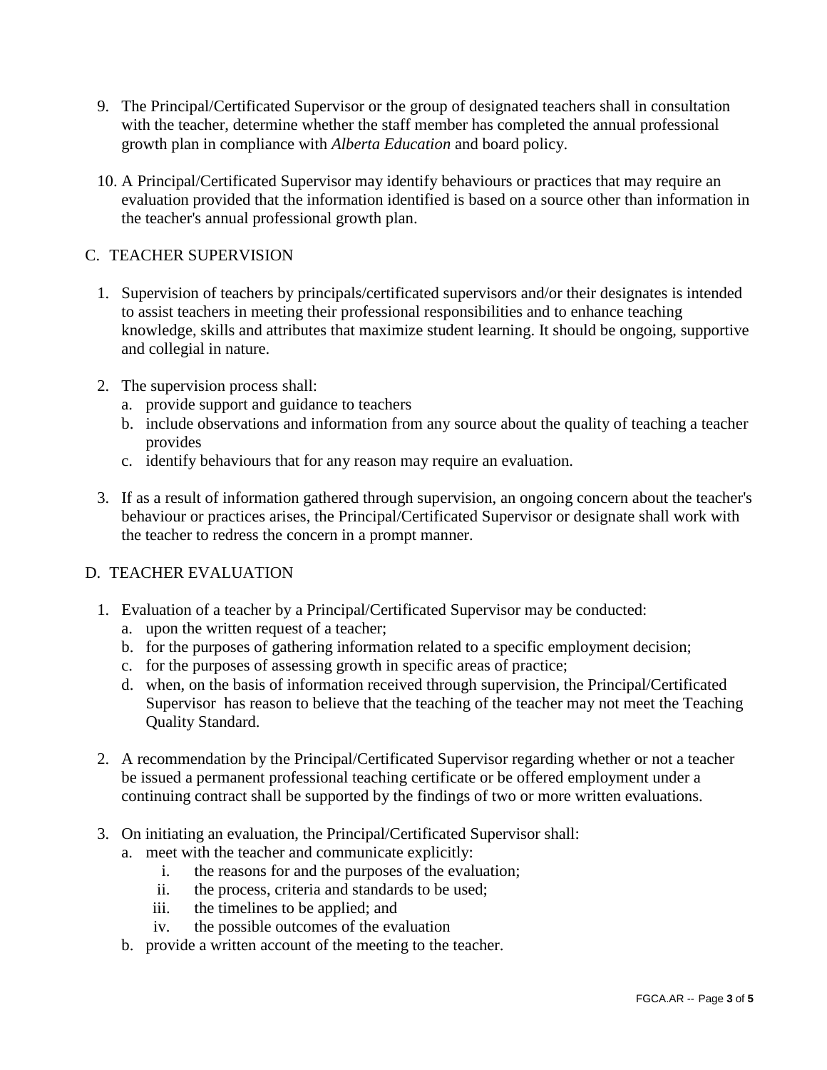9. The Principal/Certificated Supervisor or the group of designated teachers shall in consultation with the teacher, determine whether the staff member has completed the annual professional growth plan in compliance with *Alberta Education* and board policy.

10. A Principal/Certificated Supervisor may identify behaviours or practices that may require an evaluation provided that the information identified is based on a source other than information in the teacher's annual professional growth plan.

## C. TEACHER SUPERVISION

1. Supervision of teachers by principals/certificated supervisors and/or their designates is intended to assist teachers in meeting their professional responsibilities and to enhance teaching knowledge, skills and attributes that maximize student learning. It should be ongoing, supportive and collegial in nature.

2. The supervision process shall:
   a. provide support and guidance to teachers
   b. include observations and information from any source about the quality of teaching a teacher provides
   c. identify behaviours that for any reason may require an evaluation.

3. If as a result of information gathered through supervision, an ongoing concern about the teacher's behaviour or practices arises, the Principal/Certificated Supervisor or designate shall work with the teacher to redress the concern in a prompt manner.

## D. TEACHER EVALUATION

1. Evaluation of a teacher by a Principal/Certificated Supervisor may be conducted:
   a. upon the written request of a teacher;
   b. for the purposes of gathering information related to a specific employment decision;
   c. for the purposes of assessing growth in specific areas of practice;
   d. when, on the basis of information received through supervision, the Principal/Certificated Supervisor has reason to believe that the teaching of the teacher may not meet the Teaching Quality Standard.

2. A recommendation by the Principal/Certificated Supervisor regarding whether or not a teacher be issued a permanent professional teaching certificate or be offered employment under a continuing contract shall be supported by the findings of two or more written evaluations.

3. On initiating an evaluation, the Principal/Certificated Supervisor shall:
   a. meet with the teacher and communicate explicitly:
      i. the reasons for and the purposes of the evaluation;
      ii. the process, criteria and standards to be used;
      iii. the timelines to be applied; and
      iv. the possible outcomes of the evaluation
   b. provide a written account of the meeting to the teacher.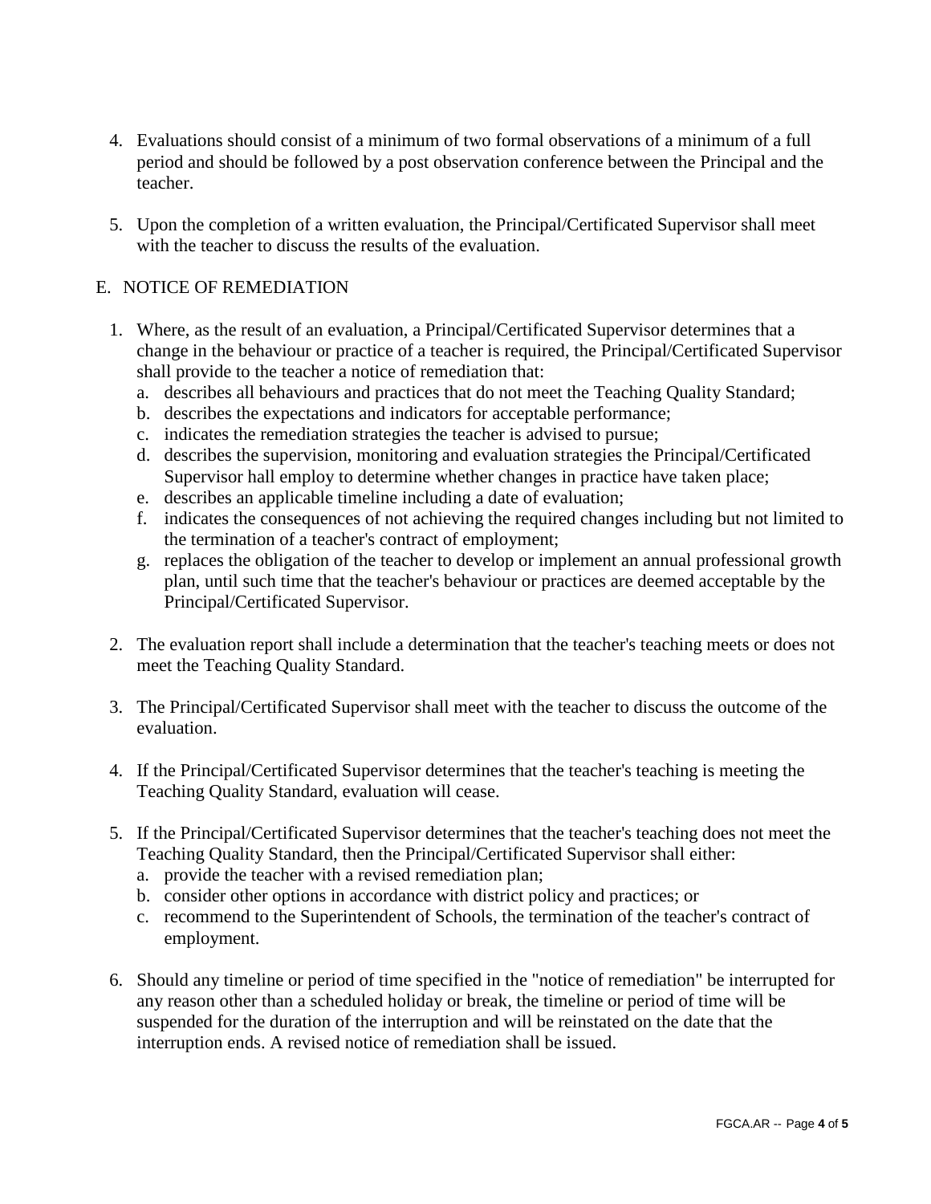4. Evaluations should consist of a minimum of two formal observations of a minimum of a full period and should be followed by a post observation conference between the Principal and the teacher.

5. Upon the completion of a written evaluation, the Principal/Certificated Supervisor shall meet with the teacher to discuss the results of the evaluation.

## E. NOTICE OF REMEDIATION

1. Where, as the result of an evaluation, a Principal/Certificated Supervisor determines that a change in the behaviour or practice of a teacher is required, the Principal/Certificated Supervisor shall provide to the teacher a notice of remediation that:
   a. describes all behaviours and practices that do not meet the Teaching Quality Standard;
   b. describes the expectations and indicators for acceptable performance;
   c. indicates the remediation strategies the teacher is advised to pursue;
   d. describes the supervision, monitoring and evaluation strategies the Principal/Certificated Supervisor hall employ to determine whether changes in practice have taken place;
   e. describes an applicable timeline including a date of evaluation;
   f. indicates the consequences of not achieving the required changes including but not limited to the termination of a teacher's contract of employment;
   g. replaces the obligation of the teacher to develop or implement an annual professional growth plan, until such time that the teacher's behaviour or practices are deemed acceptable by the Principal/Certificated Supervisor.

2. The evaluation report shall include a determination that the teacher's teaching meets or does not meet the Teaching Quality Standard.

3. The Principal/Certificated Supervisor shall meet with the teacher to discuss the outcome of the evaluation.

4. If the Principal/Certificated Supervisor determines that the teacher's teaching is meeting the Teaching Quality Standard, evaluation will cease.

5. If the Principal/Certificated Supervisor determines that the teacher's teaching does not meet the Teaching Quality Standard, then the Principal/Certificated Supervisor shall either:
   a. provide the teacher with a revised remediation plan;
   b. consider other options in accordance with district policy and practices; or
   c. recommend to the Superintendent of Schools, the termination of the teacher's contract of employment.

6. Should any timeline or period of time specified in the "notice of remediation" be interrupted for any reason other than a scheduled holiday or break, the timeline or period of time will be suspended for the duration of the interruption and will be reinstated on the date that the interruption ends. A revised notice of remediation shall be issued.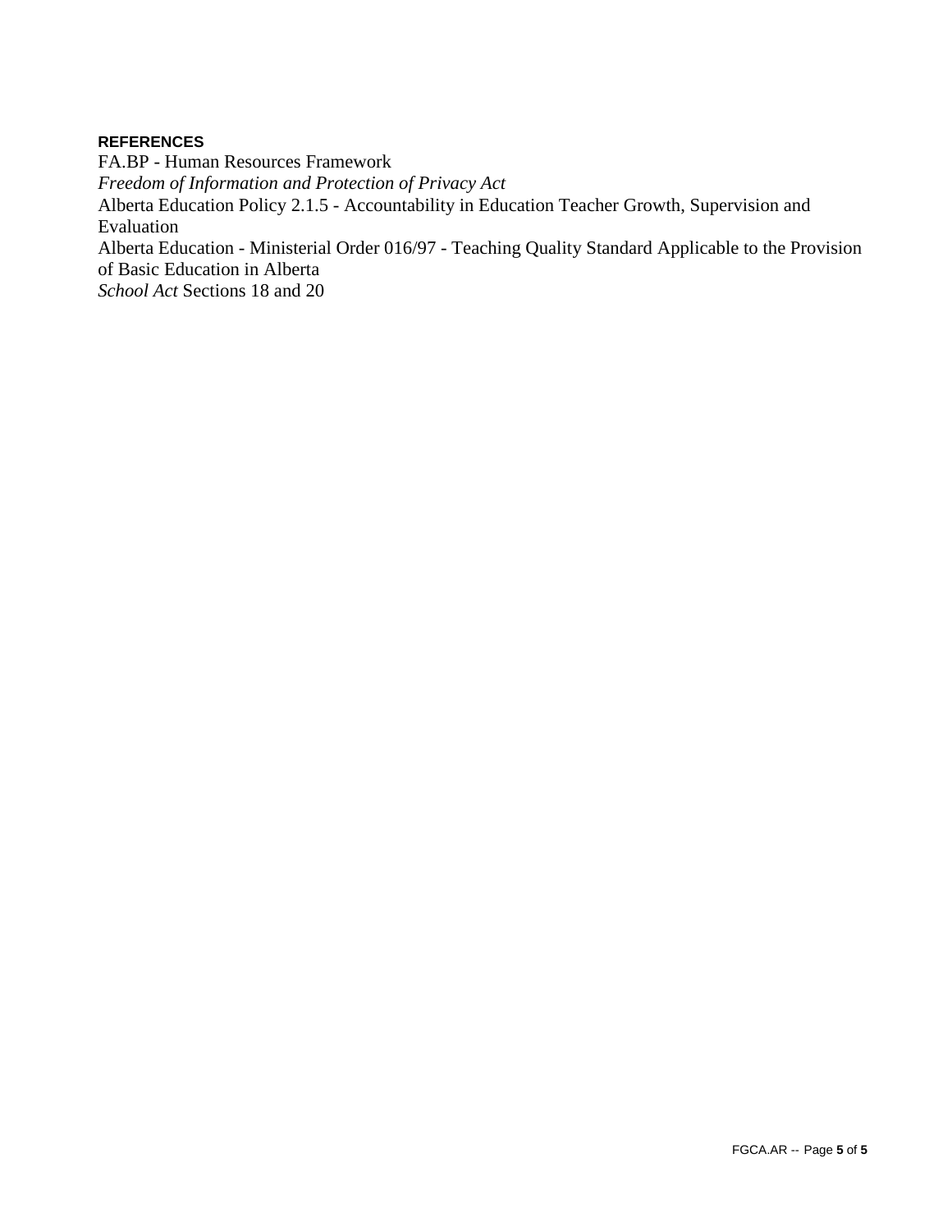**REFERENCES**

FA.BP - Human Resources Framework
*Freedom of Information and Protection of Privacy Act*
Alberta Education Policy 2.1.5 - Accountability in Education Teacher Growth, Supervision and Evaluation
Alberta Education - Ministerial Order 016/97 - Teaching Quality Standard Applicable to the Provision of Basic Education in Alberta
*School Act* Sections 18 and 20